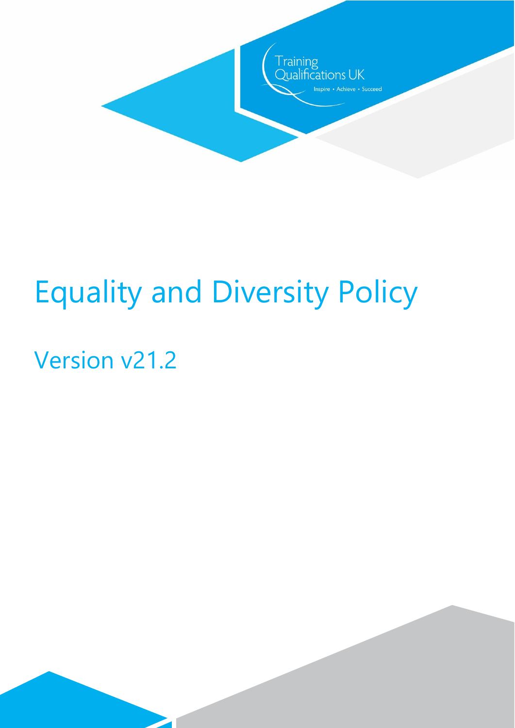Training Qualifications UK

Inspire • Achieve • Succeed

# Equality and Diversity Policy

## Version v21.2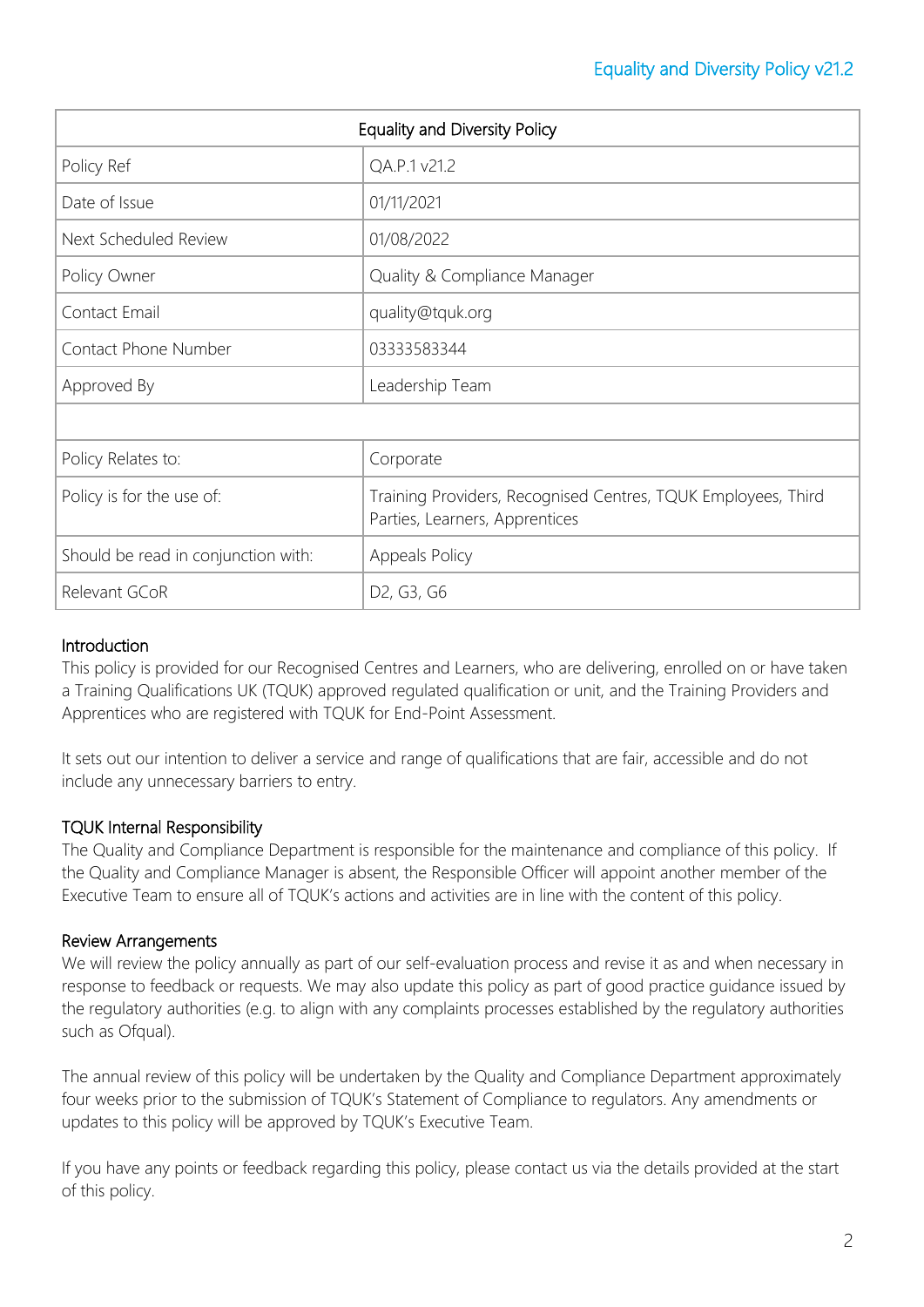| Equality and Diversity Policy | |
|---|---|
| Policy Ref | QA.P.1 v21.2 |
| Date of Issue | 01/11/2021 |
| Next Scheduled Review | 01/08/2022 |
| Policy Owner | Quality & Compliance Manager |
| Contact Email | quality@tquk.org |
| Contact Phone Number | 03333583344 |
| Approved By | Leadership Team |
| | |
| Policy Relates to: | Corporate |
| Policy is for the use of: | Training Providers, Recognised Centres, TQUK Employees, Third Parties, Learners, Apprentices |
| Should be read in conjunction with: | Appeals Policy |
| Relevant GCoR | D2, G3, G6 |

## Introduction

This policy is provided for our Recognised Centres and Learners, who are delivering, enrolled on or have taken a Training Qualifications UK (TQUK) approved regulated qualification or unit, and the Training Providers and Apprentices who are registered with TQUK for End-Point Assessment.

It sets out our intention to deliver a service and range of qualifications that are fair, accessible and do not include any unnecessary barriers to entry.

## TQUK Internal Responsibility

The Quality and Compliance Department is responsible for the maintenance and compliance of this policy. If the Quality and Compliance Manager is absent, the Responsible Officer will appoint another member of the Executive Team to ensure all of TQUK's actions and activities are in line with the content of this policy.

## Review Arrangements

We will review the policy annually as part of our self-evaluation process and revise it as and when necessary in response to feedback or requests. We may also update this policy as part of good practice guidance issued by the regulatory authorities (e.g. to align with any complaints processes established by the regulatory authorities such as Ofqual).

The annual review of this policy will be undertaken by the Quality and Compliance Department approximately four weeks prior to the submission of TQUK's Statement of Compliance to regulators. Any amendments or updates to this policy will be approved by TQUK's Executive Team.

If you have any points or feedback regarding this policy, please contact us via the details provided at the start of this policy.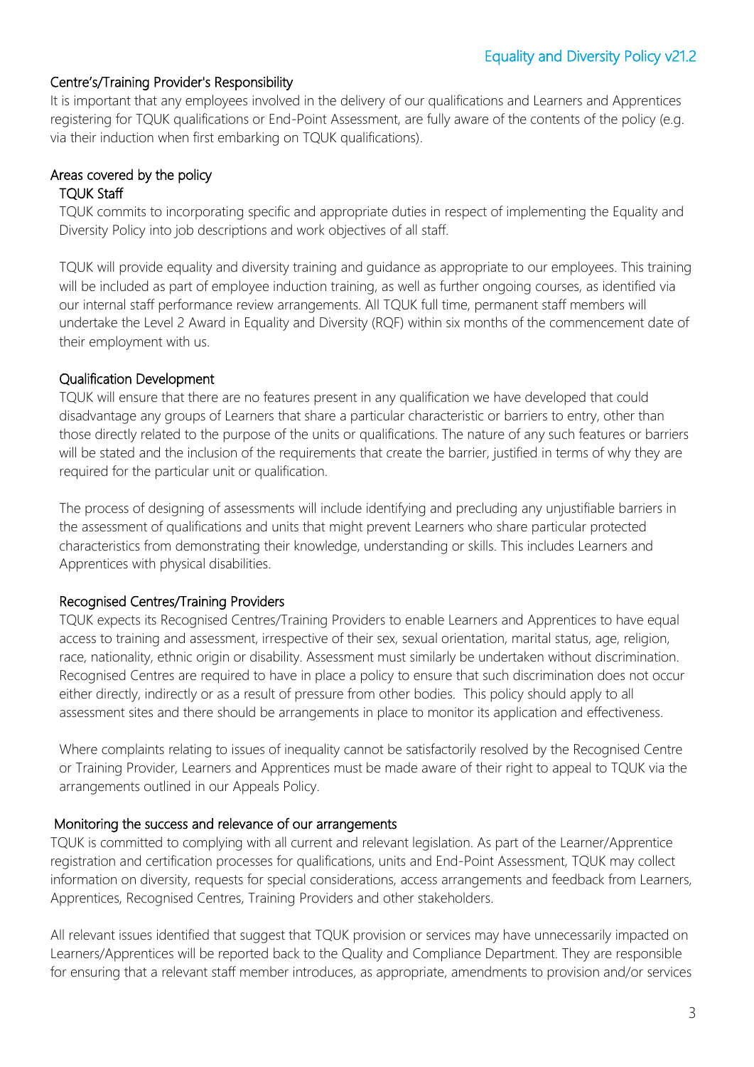## Centre's/Training Provider's Responsibility

It is important that any employees involved in the delivery of our qualifications and Learners and Apprentices registering for TQUK qualifications or End-Point Assessment, are fully aware of the contents of the policy (e.g. via their induction when first embarking on TQUK qualifications).

## Areas covered by the policy

### TQUK Staff

TQUK commits to incorporating specific and appropriate duties in respect of implementing the Equality and Diversity Policy into job descriptions and work objectives of all staff.

TQUK will provide equality and diversity training and guidance as appropriate to our employees. This training will be included as part of employee induction training, as well as further ongoing courses, as identified via our internal staff performance review arrangements. All TQUK full time, permanent staff members will undertake the Level 2 Award in Equality and Diversity (RQF) within six months of the commencement date of their employment with us.

### Qualification Development

TQUK will ensure that there are no features present in any qualification we have developed that could disadvantage any groups of Learners that share a particular characteristic or barriers to entry, other than those directly related to the purpose of the units or qualifications. The nature of any such features or barriers will be stated and the inclusion of the requirements that create the barrier, justified in terms of why they are required for the particular unit or qualification.

The process of designing of assessments will include identifying and precluding any unjustifiable barriers in the assessment of qualifications and units that might prevent Learners who share particular protected characteristics from demonstrating their knowledge, understanding or skills. This includes Learners and Apprentices with physical disabilities.

### Recognised Centres/Training Providers

TQUK expects its Recognised Centres/Training Providers to enable Learners and Apprentices to have equal access to training and assessment, irrespective of their sex, sexual orientation, marital status, age, religion, race, nationality, ethnic origin or disability. Assessment must similarly be undertaken without discrimination. Recognised Centres are required to have in place a policy to ensure that such discrimination does not occur either directly, indirectly or as a result of pressure from other bodies. This policy should apply to all assessment sites and there should be arrangements in place to monitor its application and effectiveness.

Where complaints relating to issues of inequality cannot be satisfactorily resolved by the Recognised Centre or Training Provider, Learners and Apprentices must be made aware of their right to appeal to TQUK via the arrangements outlined in our Appeals Policy.

## Monitoring the success and relevance of our arrangements

TQUK is committed to complying with all current and relevant legislation. As part of the Learner/Apprentice registration and certification processes for qualifications, units and End-Point Assessment, TQUK may collect information on diversity, requests for special considerations, access arrangements and feedback from Learners, Apprentices, Recognised Centres, Training Providers and other stakeholders.

All relevant issues identified that suggest that TQUK provision or services may have unnecessarily impacted on Learners/Apprentices will be reported back to the Quality and Compliance Department. They are responsible for ensuring that a relevant staff member introduces, as appropriate, amendments to provision and/or services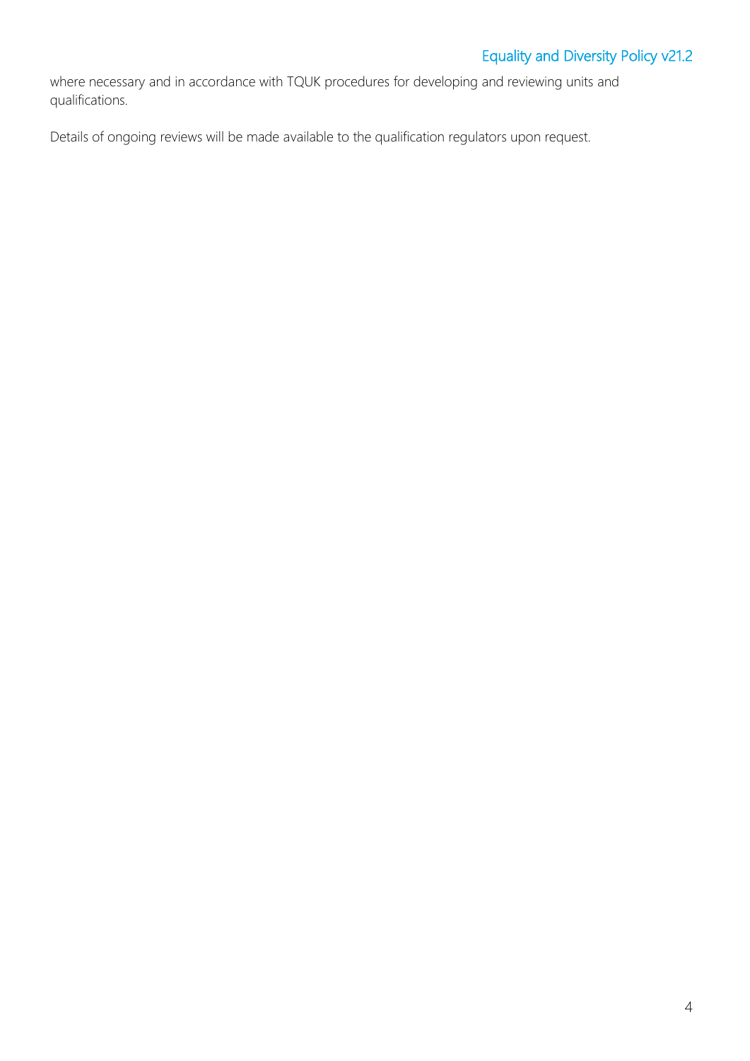where necessary and in accordance with TQUK procedures for developing and reviewing units and qualifications.

Details of ongoing reviews will be made available to the qualification regulators upon request.